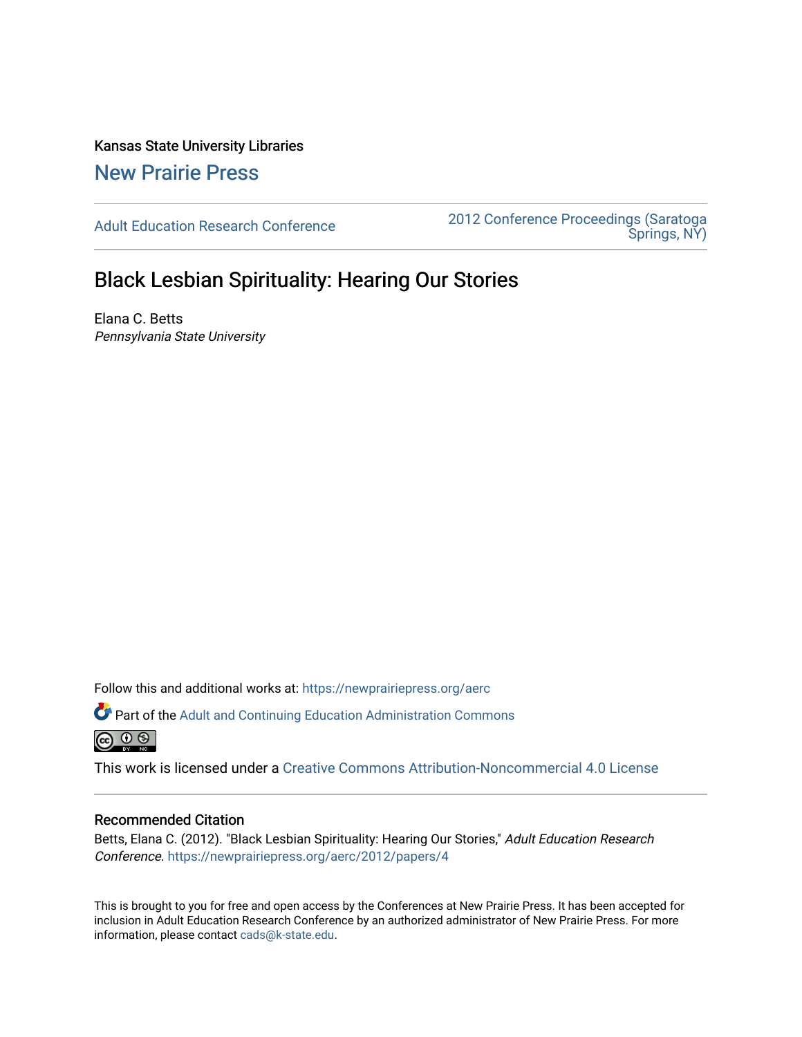Kansas State University Libraries

New Prairie Press

Adult Education Research Conference

2012 Conference Proceedings (Saratoga Springs, NY)

# Black Lesbian Spirituality: Hearing Our Stories

Elana C. Betts
*Pennsylvania State University*

Follow this and additional works at: https://newprairiepress.org/aerc

Part of the Adult and Continuing Education Administration Commons

This work is licensed under a Creative Commons Attribution-Noncommercial 4.0 License

## Recommended Citation

Betts, Elana C. (2012). "Black Lesbian Spirituality: Hearing Our Stories," *Adult Education Research Conference*. https://newprairiepress.org/aerc/2012/papers/4

This is brought to you for free and open access by the Conferences at New Prairie Press. It has been accepted for inclusion in Adult Education Research Conference by an authorized administrator of New Prairie Press. For more information, please contact cads@k-state.edu.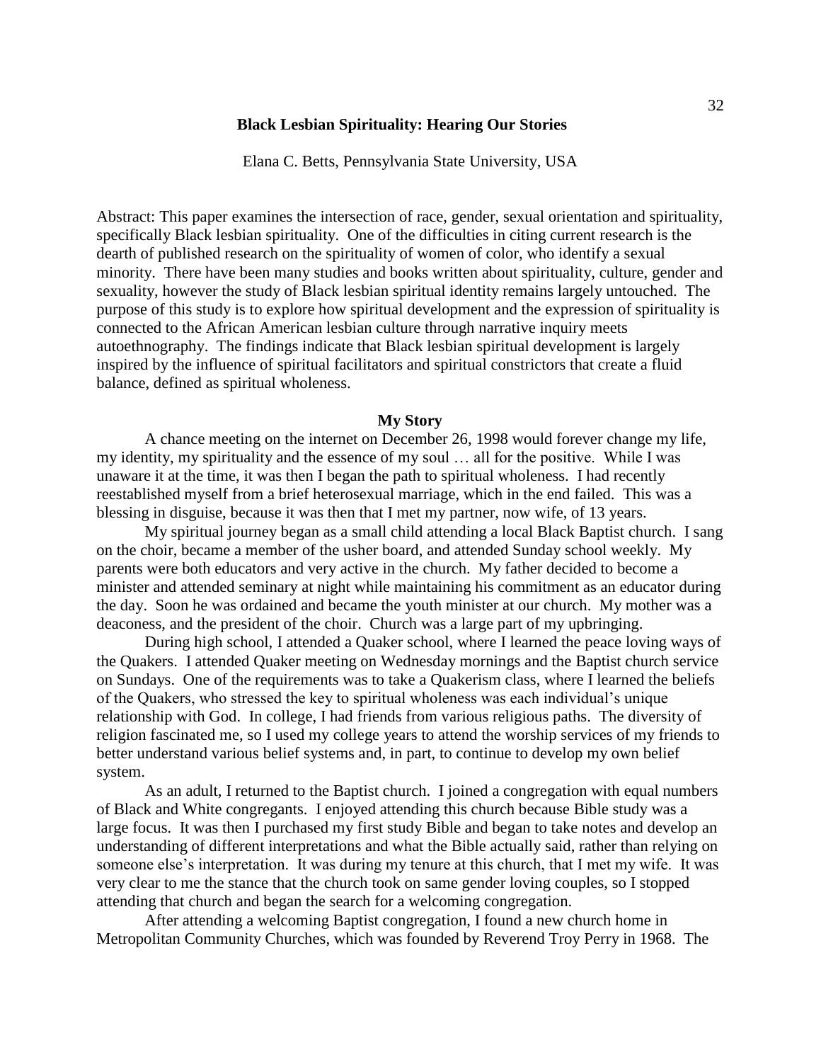# Black Lesbian Spirituality: Hearing Our Stories

Elana C. Betts, Pennsylvania State University, USA

Abstract: This paper examines the intersection of race, gender, sexual orientation and spirituality, specifically Black lesbian spirituality. One of the difficulties in citing current research is the dearth of published research on the spirituality of women of color, who identify a sexual minority. There have been many studies and books written about spirituality, culture, gender and sexuality, however the study of Black lesbian spiritual identity remains largely untouched. The purpose of this study is to explore how spiritual development and the expression of spirituality is connected to the African American lesbian culture through narrative inquiry meets autoethnography. The findings indicate that Black lesbian spiritual development is largely inspired by the influence of spiritual facilitators and spiritual constrictors that create a fluid balance, defined as spiritual wholeness.

## My Story

A chance meeting on the internet on December 26, 1998 would forever change my life, my identity, my spirituality and the essence of my soul … all for the positive. While I was unaware it at the time, it was then I began the path to spiritual wholeness. I had recently reestablished myself from a brief heterosexual marriage, which in the end failed. This was a blessing in disguise, because it was then that I met my partner, now wife, of 13 years.

My spiritual journey began as a small child attending a local Black Baptist church. I sang on the choir, became a member of the usher board, and attended Sunday school weekly. My parents were both educators and very active in the church. My father decided to become a minister and attended seminary at night while maintaining his commitment as an educator during the day. Soon he was ordained and became the youth minister at our church. My mother was a deaconess, and the president of the choir. Church was a large part of my upbringing.

During high school, I attended a Quaker school, where I learned the peace loving ways of the Quakers. I attended Quaker meeting on Wednesday mornings and the Baptist church service on Sundays. One of the requirements was to take a Quakerism class, where I learned the beliefs of the Quakers, who stressed the key to spiritual wholeness was each individual's unique relationship with God. In college, I had friends from various religious paths. The diversity of religion fascinated me, so I used my college years to attend the worship services of my friends to better understand various belief systems and, in part, to continue to develop my own belief system.

As an adult, I returned to the Baptist church. I joined a congregation with equal numbers of Black and White congregants. I enjoyed attending this church because Bible study was a large focus. It was then I purchased my first study Bible and began to take notes and develop an understanding of different interpretations and what the Bible actually said, rather than relying on someone else's interpretation. It was during my tenure at this church, that I met my wife. It was very clear to me the stance that the church took on same gender loving couples, so I stopped attending that church and began the search for a welcoming congregation.

After attending a welcoming Baptist congregation, I found a new church home in Metropolitan Community Churches, which was founded by Reverend Troy Perry in 1968. The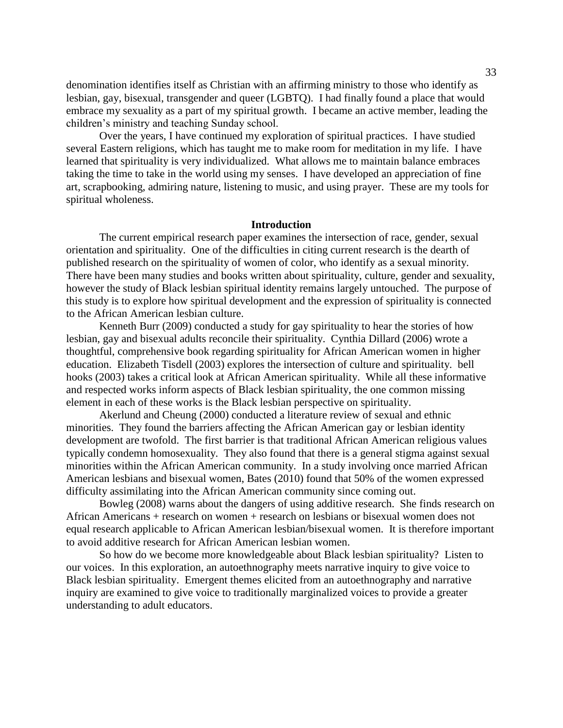denomination identifies itself as Christian with an affirming ministry to those who identify as lesbian, gay, bisexual, transgender and queer (LGBTQ). I had finally found a place that would embrace my sexuality as a part of my spiritual growth. I became an active member, leading the children's ministry and teaching Sunday school.

Over the years, I have continued my exploration of spiritual practices. I have studied several Eastern religions, which has taught me to make room for meditation in my life. I have learned that spirituality is very individualized. What allows me to maintain balance embraces taking the time to take in the world using my senses. I have developed an appreciation of fine art, scrapbooking, admiring nature, listening to music, and using prayer. These are my tools for spiritual wholeness.

## Introduction

The current empirical research paper examines the intersection of race, gender, sexual orientation and spirituality. One of the difficulties in citing current research is the dearth of published research on the spirituality of women of color, who identify as a sexual minority. There have been many studies and books written about spirituality, culture, gender and sexuality, however the study of Black lesbian spiritual identity remains largely untouched. The purpose of this study is to explore how spiritual development and the expression of spirituality is connected to the African American lesbian culture.

Kenneth Burr (2009) conducted a study for gay spirituality to hear the stories of how lesbian, gay and bisexual adults reconcile their spirituality. Cynthia Dillard (2006) wrote a thoughtful, comprehensive book regarding spirituality for African American women in higher education. Elizabeth Tisdell (2003) explores the intersection of culture and spirituality. bell hooks (2003) takes a critical look at African American spirituality. While all these informative and respected works inform aspects of Black lesbian spirituality, the one common missing element in each of these works is the Black lesbian perspective on spirituality.

Akerlund and Cheung (2000) conducted a literature review of sexual and ethnic minorities. They found the barriers affecting the African American gay or lesbian identity development are twofold. The first barrier is that traditional African American religious values typically condemn homosexuality. They also found that there is a general stigma against sexual minorities within the African American community. In a study involving once married African American lesbians and bisexual women, Bates (2010) found that 50% of the women expressed difficulty assimilating into the African American community since coming out.

Bowleg (2008) warns about the dangers of using additive research. She finds research on African Americans + research on women + research on lesbians or bisexual women does not equal research applicable to African American lesbian/bisexual women. It is therefore important to avoid additive research for African American lesbian women.

So how do we become more knowledgeable about Black lesbian spirituality? Listen to our voices. In this exploration, an autoethnography meets narrative inquiry to give voice to Black lesbian spirituality. Emergent themes elicited from an autoethnography and narrative inquiry are examined to give voice to traditionally marginalized voices to provide a greater understanding to adult educators.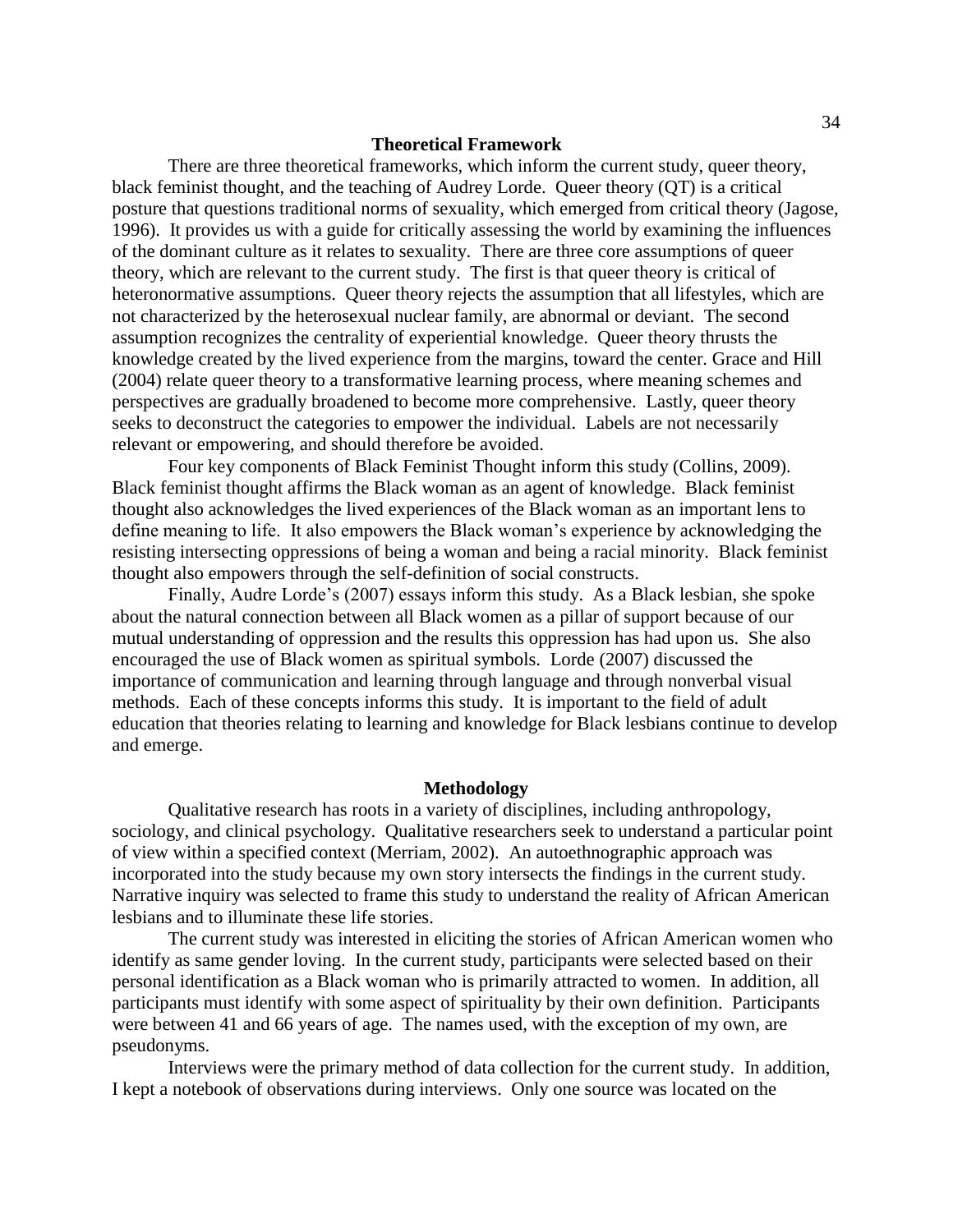## Theoretical Framework

There are three theoretical frameworks, which inform the current study, queer theory, black feminist thought, and the teaching of Audrey Lorde. Queer theory (QT) is a critical posture that questions traditional norms of sexuality, which emerged from critical theory (Jagose, 1996). It provides us with a guide for critically assessing the world by examining the influences of the dominant culture as it relates to sexuality. There are three core assumptions of queer theory, which are relevant to the current study. The first is that queer theory is critical of heteronormative assumptions. Queer theory rejects the assumption that all lifestyles, which are not characterized by the heterosexual nuclear family, are abnormal or deviant. The second assumption recognizes the centrality of experiential knowledge. Queer theory thrusts the knowledge created by the lived experience from the margins, toward the center. Grace and Hill (2004) relate queer theory to a transformative learning process, where meaning schemes and perspectives are gradually broadened to become more comprehensive. Lastly, queer theory seeks to deconstruct the categories to empower the individual. Labels are not necessarily relevant or empowering, and should therefore be avoided.

Four key components of Black Feminist Thought inform this study (Collins, 2009). Black feminist thought affirms the Black woman as an agent of knowledge. Black feminist thought also acknowledges the lived experiences of the Black woman as an important lens to define meaning to life. It also empowers the Black woman's experience by acknowledging the resisting intersecting oppressions of being a woman and being a racial minority. Black feminist thought also empowers through the self-definition of social constructs.

Finally, Audre Lorde's (2007) essays inform this study. As a Black lesbian, she spoke about the natural connection between all Black women as a pillar of support because of our mutual understanding of oppression and the results this oppression has had upon us. She also encouraged the use of Black women as spiritual symbols. Lorde (2007) discussed the importance of communication and learning through language and through nonverbal visual methods. Each of these concepts informs this study. It is important to the field of adult education that theories relating to learning and knowledge for Black lesbians continue to develop and emerge.

## Methodology

Qualitative research has roots in a variety of disciplines, including anthropology, sociology, and clinical psychology. Qualitative researchers seek to understand a particular point of view within a specified context (Merriam, 2002). An autoethnographic approach was incorporated into the study because my own story intersects the findings in the current study. Narrative inquiry was selected to frame this study to understand the reality of African American lesbians and to illuminate these life stories.

The current study was interested in eliciting the stories of African American women who identify as same gender loving. In the current study, participants were selected based on their personal identification as a Black woman who is primarily attracted to women. In addition, all participants must identify with some aspect of spirituality by their own definition. Participants were between 41 and 66 years of age. The names used, with the exception of my own, are pseudonyms.

Interviews were the primary method of data collection for the current study. In addition, I kept a notebook of observations during interviews. Only one source was located on the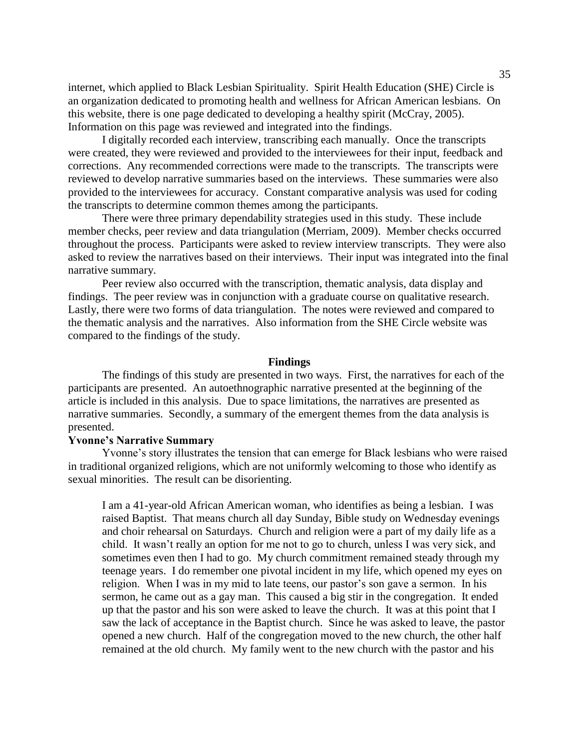internet, which applied to Black Lesbian Spirituality. Spirit Health Education (SHE) Circle is an organization dedicated to promoting health and wellness for African American lesbians. On this website, there is one page dedicated to developing a healthy spirit (McCray, 2005). Information on this page was reviewed and integrated into the findings.

I digitally recorded each interview, transcribing each manually. Once the transcripts were created, they were reviewed and provided to the interviewees for their input, feedback and corrections. Any recommended corrections were made to the transcripts. The transcripts were reviewed to develop narrative summaries based on the interviews. These summaries were also provided to the interviewees for accuracy. Constant comparative analysis was used for coding the transcripts to determine common themes among the participants.

There were three primary dependability strategies used in this study. These include member checks, peer review and data triangulation (Merriam, 2009). Member checks occurred throughout the process. Participants were asked to review interview transcripts. They were also asked to review the narratives based on their interviews. Their input was integrated into the final narrative summary.

Peer review also occurred with the transcription, thematic analysis, data display and findings. The peer review was in conjunction with a graduate course on qualitative research. Lastly, there were two forms of data triangulation. The notes were reviewed and compared to the thematic analysis and the narratives. Also information from the SHE Circle website was compared to the findings of the study.

## Findings

The findings of this study are presented in two ways. First, the narratives for each of the participants are presented. An autoethnographic narrative presented at the beginning of the article is included in this analysis. Due to space limitations, the narratives are presented as narrative summaries. Secondly, a summary of the emergent themes from the data analysis is presented.

### Yvonne's Narrative Summary

Yvonne's story illustrates the tension that can emerge for Black lesbians who were raised in traditional organized religions, which are not uniformly welcoming to those who identify as sexual minorities. The result can be disorienting.

> I am a 41-year-old African American woman, who identifies as being a lesbian. I was raised Baptist. That means church all day Sunday, Bible study on Wednesday evenings and choir rehearsal on Saturdays. Church and religion were a part of my daily life as a child. It wasn't really an option for me not to go to church, unless I was very sick, and sometimes even then I had to go. My church commitment remained steady through my teenage years. I do remember one pivotal incident in my life, which opened my eyes on religion. When I was in my mid to late teens, our pastor's son gave a sermon. In his sermon, he came out as a gay man. This caused a big stir in the congregation. It ended up that the pastor and his son were asked to leave the church. It was at this point that I saw the lack of acceptance in the Baptist church. Since he was asked to leave, the pastor opened a new church. Half of the congregation moved to the new church, the other half remained at the old church. My family went to the new church with the pastor and his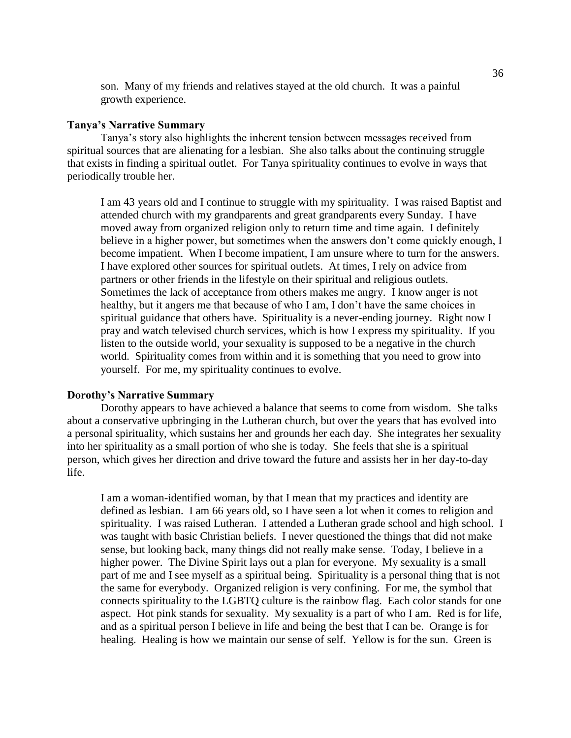> son. Many of my friends and relatives stayed at the old church. It was a painful growth experience.

**Tanya's Narrative Summary**

Tanya's story also highlights the inherent tension between messages received from spiritual sources that are alienating for a lesbian. She also talks about the continuing struggle that exists in finding a spiritual outlet. For Tanya spirituality continues to evolve in ways that periodically trouble her.

> I am 43 years old and I continue to struggle with my spirituality. I was raised Baptist and attended church with my grandparents and great grandparents every Sunday. I have moved away from organized religion only to return time and time again. I definitely believe in a higher power, but sometimes when the answers don't come quickly enough, I become impatient. When I become impatient, I am unsure where to turn for the answers. I have explored other sources for spiritual outlets. At times, I rely on advice from partners or other friends in the lifestyle on their spiritual and religious outlets. Sometimes the lack of acceptance from others makes me angry. I know anger is not healthy, but it angers me that because of who I am, I don't have the same choices in spiritual guidance that others have. Spirituality is a never-ending journey. Right now I pray and watch televised church services, which is how I express my spirituality. If you listen to the outside world, your sexuality is supposed to be a negative in the church world. Spirituality comes from within and it is something that you need to grow into yourself. For me, my spirituality continues to evolve.

**Dorothy's Narrative Summary**

Dorothy appears to have achieved a balance that seems to come from wisdom. She talks about a conservative upbringing in the Lutheran church, but over the years that has evolved into a personal spirituality, which sustains her and grounds her each day. She integrates her sexuality into her spirituality as a small portion of who she is today. She feels that she is a spiritual person, which gives her direction and drive toward the future and assists her in her day-to-day life.

> I am a woman-identified woman, by that I mean that my practices and identity are defined as lesbian. I am 66 years old, so I have seen a lot when it comes to religion and spirituality. I was raised Lutheran. I attended a Lutheran grade school and high school. I was taught with basic Christian beliefs. I never questioned the things that did not make sense, but looking back, many things did not really make sense. Today, I believe in a higher power. The Divine Spirit lays out a plan for everyone. My sexuality is a small part of me and I see myself as a spiritual being. Spirituality is a personal thing that is not the same for everybody. Organized religion is very confining. For me, the symbol that connects spirituality to the LGBTQ culture is the rainbow flag. Each color stands for one aspect. Hot pink stands for sexuality. My sexuality is a part of who I am. Red is for life, and as a spiritual person I believe in life and being the best that I can be. Orange is for healing. Healing is how we maintain our sense of self. Yellow is for the sun. Green is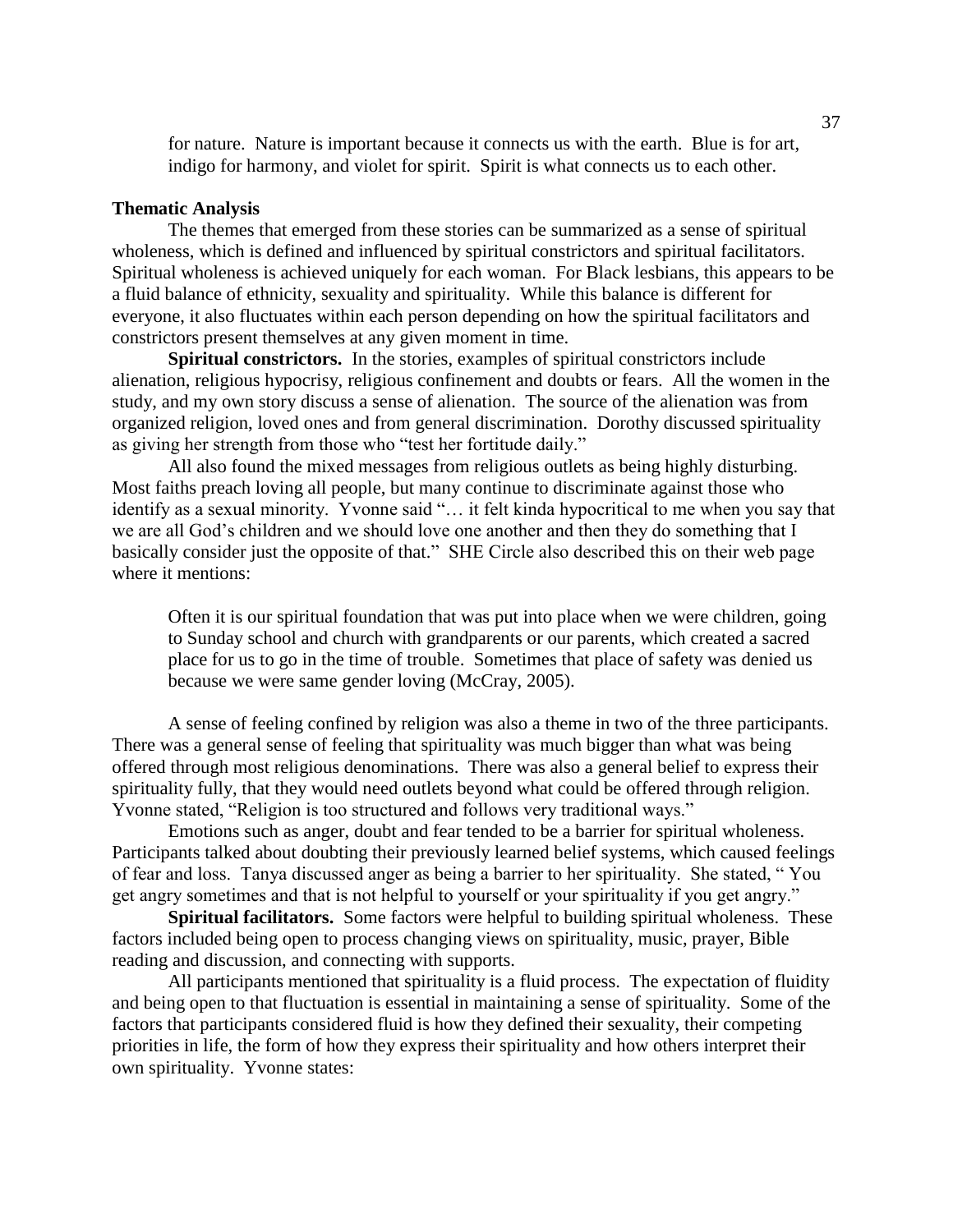for nature. Nature is important because it connects us with the earth. Blue is for art, indigo for harmony, and violet for spirit. Spirit is what connects us to each other.

### Thematic Analysis

The themes that emerged from these stories can be summarized as a sense of spiritual wholeness, which is defined and influenced by spiritual constrictors and spiritual facilitators. Spiritual wholeness is achieved uniquely for each woman. For Black lesbians, this appears to be a fluid balance of ethnicity, sexuality and spirituality. While this balance is different for everyone, it also fluctuates within each person depending on how the spiritual facilitators and constrictors present themselves at any given moment in time.

**Spiritual constrictors.** In the stories, examples of spiritual constrictors include alienation, religious hypocrisy, religious confinement and doubts or fears. All the women in the study, and my own story discuss a sense of alienation. The source of the alienation was from organized religion, loved ones and from general discrimination. Dorothy discussed spirituality as giving her strength from those who "test her fortitude daily."

All also found the mixed messages from religious outlets as being highly disturbing. Most faiths preach loving all people, but many continue to discriminate against those who identify as a sexual minority. Yvonne said "… it felt kinda hypocritical to me when you say that we are all God's children and we should love one another and then they do something that I basically consider just the opposite of that." SHE Circle also described this on their web page where it mentions:

> Often it is our spiritual foundation that was put into place when we were children, going to Sunday school and church with grandparents or our parents, which created a sacred place for us to go in the time of trouble. Sometimes that place of safety was denied us because we were same gender loving (McCray, 2005).

A sense of feeling confined by religion was also a theme in two of the three participants. There was a general sense of feeling that spirituality was much bigger than what was being offered through most religious denominations. There was also a general belief to express their spirituality fully, that they would need outlets beyond what could be offered through religion. Yvonne stated, "Religion is too structured and follows very traditional ways."

Emotions such as anger, doubt and fear tended to be a barrier for spiritual wholeness. Participants talked about doubting their previously learned belief systems, which caused feelings of fear and loss. Tanya discussed anger as being a barrier to her spirituality. She stated, " You get angry sometimes and that is not helpful to yourself or your spirituality if you get angry."

**Spiritual facilitators.** Some factors were helpful to building spiritual wholeness. These factors included being open to process changing views on spirituality, music, prayer, Bible reading and discussion, and connecting with supports.

All participants mentioned that spirituality is a fluid process. The expectation of fluidity and being open to that fluctuation is essential in maintaining a sense of spirituality. Some of the factors that participants considered fluid is how they defined their sexuality, their competing priorities in life, the form of how they express their spirituality and how others interpret their own spirituality. Yvonne states: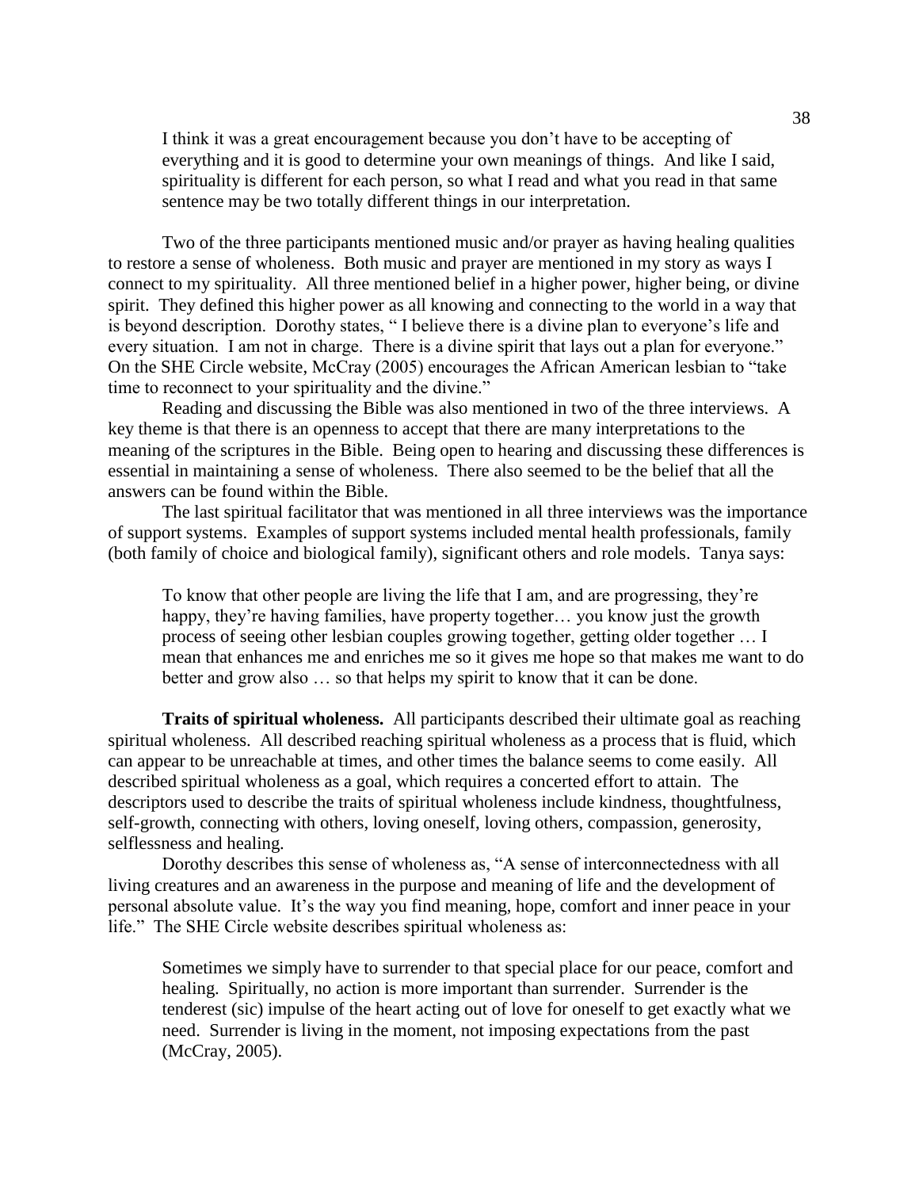> I think it was a great encouragement because you don't have to be accepting of everything and it is good to determine your own meanings of things. And like I said, spirituality is different for each person, so what I read and what you read in that same sentence may be two totally different things in our interpretation.

Two of the three participants mentioned music and/or prayer as having healing qualities to restore a sense of wholeness. Both music and prayer are mentioned in my story as ways I connect to my spirituality. All three mentioned belief in a higher power, higher being, or divine spirit. They defined this higher power as all knowing and connecting to the world in a way that is beyond description. Dorothy states, " I believe there is a divine plan to everyone's life and every situation. I am not in charge. There is a divine spirit that lays out a plan for everyone." On the SHE Circle website, McCray (2005) encourages the African American lesbian to "take time to reconnect to your spirituality and the divine."

Reading and discussing the Bible was also mentioned in two of the three interviews. A key theme is that there is an openness to accept that there are many interpretations to the meaning of the scriptures in the Bible. Being open to hearing and discussing these differences is essential in maintaining a sense of wholeness. There also seemed to be the belief that all the answers can be found within the Bible.

The last spiritual facilitator that was mentioned in all three interviews was the importance of support systems. Examples of support systems included mental health professionals, family (both family of choice and biological family), significant others and role models. Tanya says:

> To know that other people are living the life that I am, and are progressing, they're happy, they're having families, have property together… you know just the growth process of seeing other lesbian couples growing together, getting older together … I mean that enhances me and enriches me so it gives me hope so that makes me want to do better and grow also … so that helps my spirit to know that it can be done.

**Traits of spiritual wholeness.** All participants described their ultimate goal as reaching spiritual wholeness. All described reaching spiritual wholeness as a process that is fluid, which can appear to be unreachable at times, and other times the balance seems to come easily. All described spiritual wholeness as a goal, which requires a concerted effort to attain. The descriptors used to describe the traits of spiritual wholeness include kindness, thoughtfulness, self-growth, connecting with others, loving oneself, loving others, compassion, generosity, selflessness and healing.

Dorothy describes this sense of wholeness as, "A sense of interconnectedness with all living creatures and an awareness in the purpose and meaning of life and the development of personal absolute value. It's the way you find meaning, hope, comfort and inner peace in your life." The SHE Circle website describes spiritual wholeness as:

> Sometimes we simply have to surrender to that special place for our peace, comfort and healing. Spiritually, no action is more important than surrender. Surrender is the tenderest (sic) impulse of the heart acting out of love for oneself to get exactly what we need. Surrender is living in the moment, not imposing expectations from the past (McCray, 2005).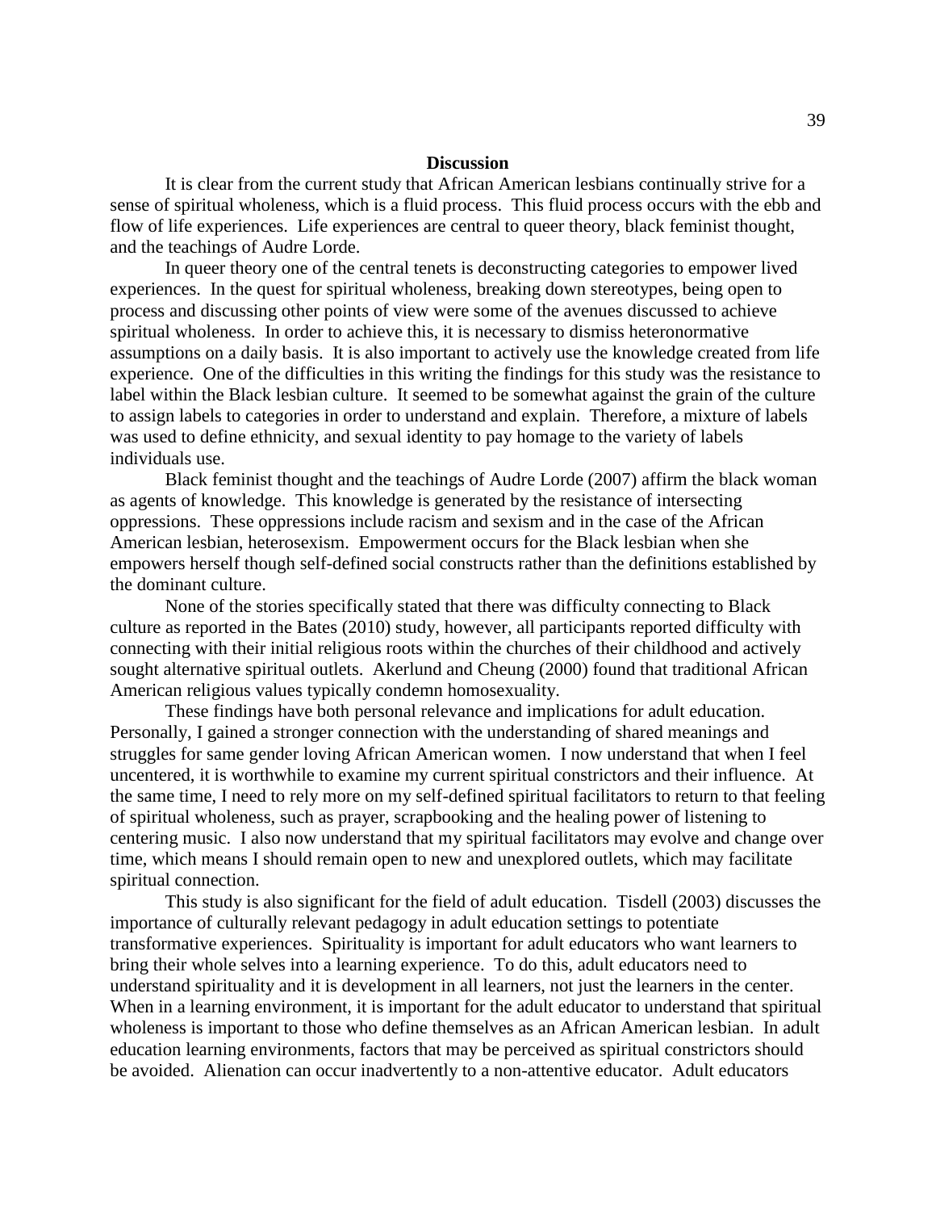## Discussion

It is clear from the current study that African American lesbians continually strive for a sense of spiritual wholeness, which is a fluid process. This fluid process occurs with the ebb and flow of life experiences. Life experiences are central to queer theory, black feminist thought, and the teachings of Audre Lorde.

In queer theory one of the central tenets is deconstructing categories to empower lived experiences. In the quest for spiritual wholeness, breaking down stereotypes, being open to process and discussing other points of view were some of the avenues discussed to achieve spiritual wholeness. In order to achieve this, it is necessary to dismiss heteronormative assumptions on a daily basis. It is also important to actively use the knowledge created from life experience. One of the difficulties in this writing the findings for this study was the resistance to label within the Black lesbian culture. It seemed to be somewhat against the grain of the culture to assign labels to categories in order to understand and explain. Therefore, a mixture of labels was used to define ethnicity, and sexual identity to pay homage to the variety of labels individuals use.

Black feminist thought and the teachings of Audre Lorde (2007) affirm the black woman as agents of knowledge. This knowledge is generated by the resistance of intersecting oppressions. These oppressions include racism and sexism and in the case of the African American lesbian, heterosexism. Empowerment occurs for the Black lesbian when she empowers herself though self-defined social constructs rather than the definitions established by the dominant culture.

None of the stories specifically stated that there was difficulty connecting to Black culture as reported in the Bates (2010) study, however, all participants reported difficulty with connecting with their initial religious roots within the churches of their childhood and actively sought alternative spiritual outlets. Akerlund and Cheung (2000) found that traditional African American religious values typically condemn homosexuality.

These findings have both personal relevance and implications for adult education. Personally, I gained a stronger connection with the understanding of shared meanings and struggles for same gender loving African American women. I now understand that when I feel uncentered, it is worthwhile to examine my current spiritual constrictors and their influence. At the same time, I need to rely more on my self-defined spiritual facilitators to return to that feeling of spiritual wholeness, such as prayer, scrapbooking and the healing power of listening to centering music. I also now understand that my spiritual facilitators may evolve and change over time, which means I should remain open to new and unexplored outlets, which may facilitate spiritual connection.

This study is also significant for the field of adult education. Tisdell (2003) discusses the importance of culturally relevant pedagogy in adult education settings to potentiate transformative experiences. Spirituality is important for adult educators who want learners to bring their whole selves into a learning experience. To do this, adult educators need to understand spirituality and it is development in all learners, not just the learners in the center. When in a learning environment, it is important for the adult educator to understand that spiritual wholeness is important to those who define themselves as an African American lesbian. In adult education learning environments, factors that may be perceived as spiritual constrictors should be avoided. Alienation can occur inadvertently to a non-attentive educator. Adult educators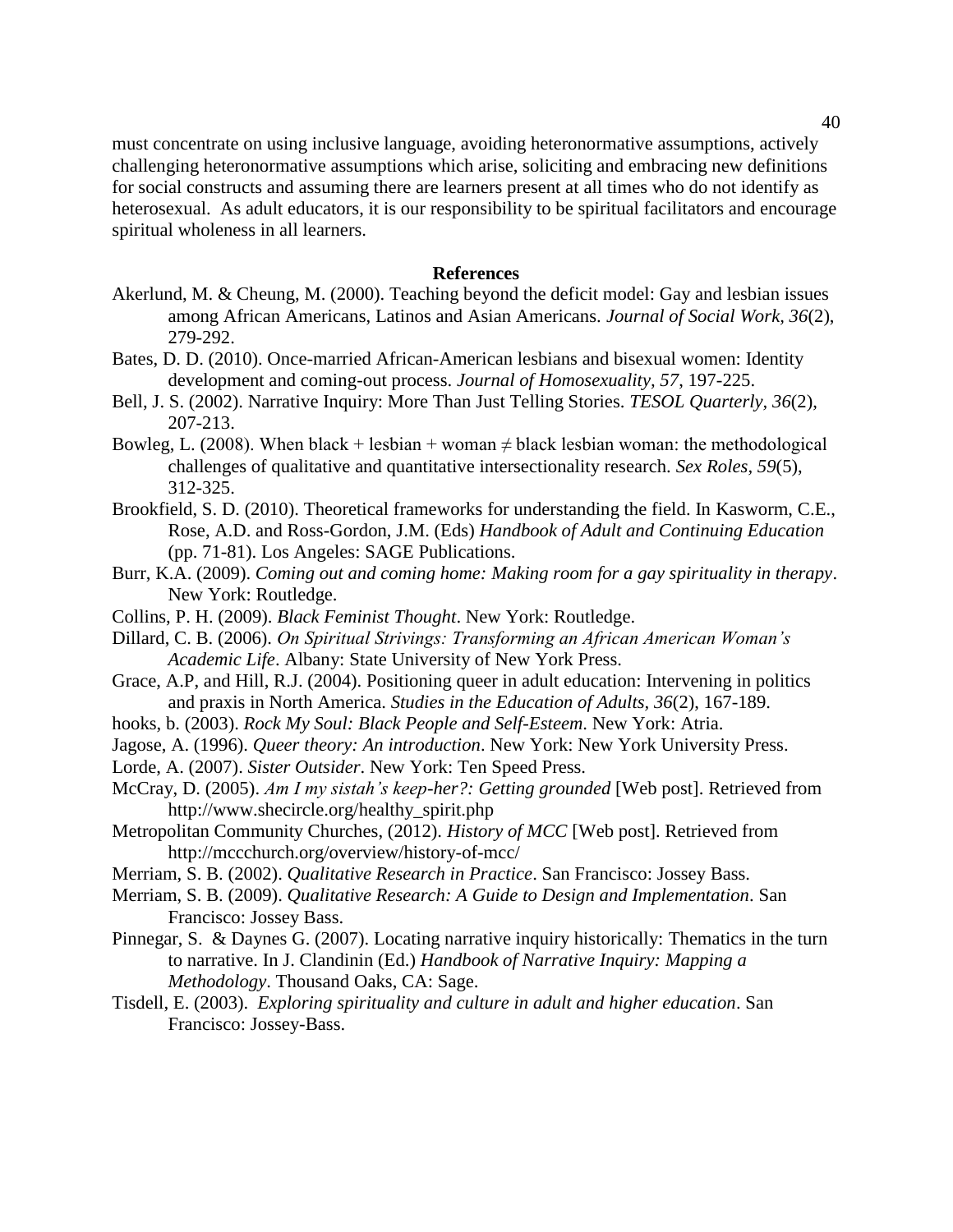must concentrate on using inclusive language, avoiding heteronormative assumptions, actively challenging heteronormative assumptions which arise, soliciting and embracing new definitions for social constructs and assuming there are learners present at all times who do not identify as heterosexual. As adult educators, it is our responsibility to be spiritual facilitators and encourage spiritual wholeness in all learners.

## References

Akerlund, M. & Cheung, M. (2000). Teaching beyond the deficit model: Gay and lesbian issues among African Americans, Latinos and Asian Americans. *Journal of Social Work, 36*(2), 279-292.

Bates, D. D. (2010). Once-married African-American lesbians and bisexual women: Identity development and coming-out process. *Journal of Homosexuality, 57*, 197-225.

Bell, J. S. (2002). Narrative Inquiry: More Than Just Telling Stories. *TESOL Quarterly, 36*(2), 207-213.

Bowleg, L. (2008). When black + lesbian + woman ≠ black lesbian woman: the methodological challenges of qualitative and quantitative intersectionality research. *Sex Roles, 59*(5), 312-325.

Brookfield, S. D. (2010). Theoretical frameworks for understanding the field. In Kasworm, C.E., Rose, A.D. and Ross-Gordon, J.M. (Eds) *Handbook of Adult and Continuing Education* (pp. 71-81). Los Angeles: SAGE Publications.

Burr, K.A. (2009). *Coming out and coming home: Making room for a gay spirituality in therapy*. New York: Routledge.

Collins, P. H. (2009). *Black Feminist Thought*. New York: Routledge.

Dillard, C. B. (2006). *On Spiritual Strivings: Transforming an African American Woman's Academic Life*. Albany: State University of New York Press.

Grace, A.P, and Hill, R.J. (2004). Positioning queer in adult education: Intervening in politics and praxis in North America. *Studies in the Education of Adults, 36*(2), 167-189.

hooks, b. (2003). *Rock My Soul: Black People and Self-Esteem*. New York: Atria.

Jagose, A. (1996). *Queer theory: An introduction*. New York: New York University Press.

Lorde, A. (2007). *Sister Outsider*. New York: Ten Speed Press.

McCray, D. (2005). *Am I my sistah's keep-her?: Getting grounded* [Web post]. Retrieved from http://www.shecircle.org/healthy_spirit.php

Metropolitan Community Churches, (2012). *History of MCC* [Web post]. Retrieved from http://mccchurch.org/overview/history-of-mcc/

Merriam, S. B. (2002). *Qualitative Research in Practice*. San Francisco: Jossey Bass.

Merriam, S. B. (2009). *Qualitative Research: A Guide to Design and Implementation*. San Francisco: Jossey Bass.

Pinnegar, S. & Daynes G. (2007). Locating narrative inquiry historically: Thematics in the turn to narrative. In J. Clandinin (Ed.) *Handbook of Narrative Inquiry: Mapping a Methodology*. Thousand Oaks, CA: Sage.

Tisdell, E. (2003). *Exploring spirituality and culture in adult and higher education*. San Francisco: Jossey-Bass.